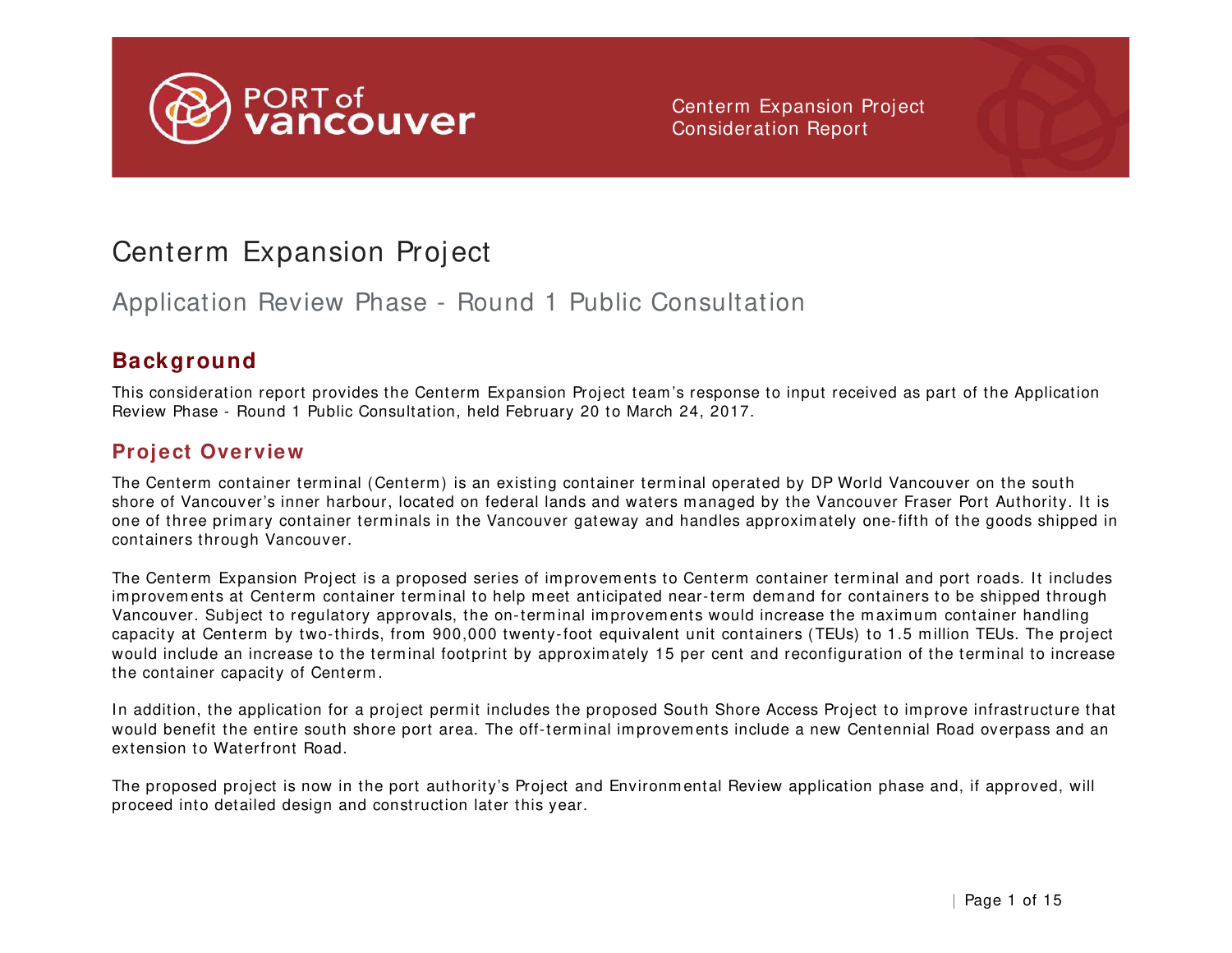# Centerm Expansion Project

## Application Review Phase - Round 1 Public Consultation

### Background

This consideration report provides the Centerm Expansion Project team's response to input received as part of the Application Review Phase - Round 1 Public Consultation, held February 20 to March 24, 2017.

### Project Overview

The Centerm container terminal (Centerm) is an existing container terminal operated by DP World Vancouver on the south shore of Vancouver's inner harbour, located on federal lands and waters managed by the Vancouver Fraser Port Authority. It is one of three primary container terminals in the Vancouver gateway and handles approximately one-fifth of the goods shipped in containers through Vancouver.

The Centerm Expansion Project is a proposed series of improvements to Centerm container terminal and port roads. It includes improvements at Centerm container terminal to help meet anticipated near-term demand for containers to be shipped through Vancouver. Subject to regulatory approvals, the on-terminal improvements would increase the maximum container handling capacity at Centerm by two-thirds, from 900,000 twenty-foot equivalent unit containers (TEUs) to 1.5 million TEUs. The project would include an increase to the terminal footprint by approximately 15 per cent and reconfiguration of the terminal to increase the container capacity of Centerm.

In addition, the application for a project permit includes the proposed South Shore Access Project to improve infrastructure that would benefit the entire south shore port area. The off-terminal improvements include a new Centennial Road overpass and an extension to Waterfront Road.

The proposed project is now in the port authority's Project and Environmental Review application phase and, if approved, will proceed into detailed design and construction later this year.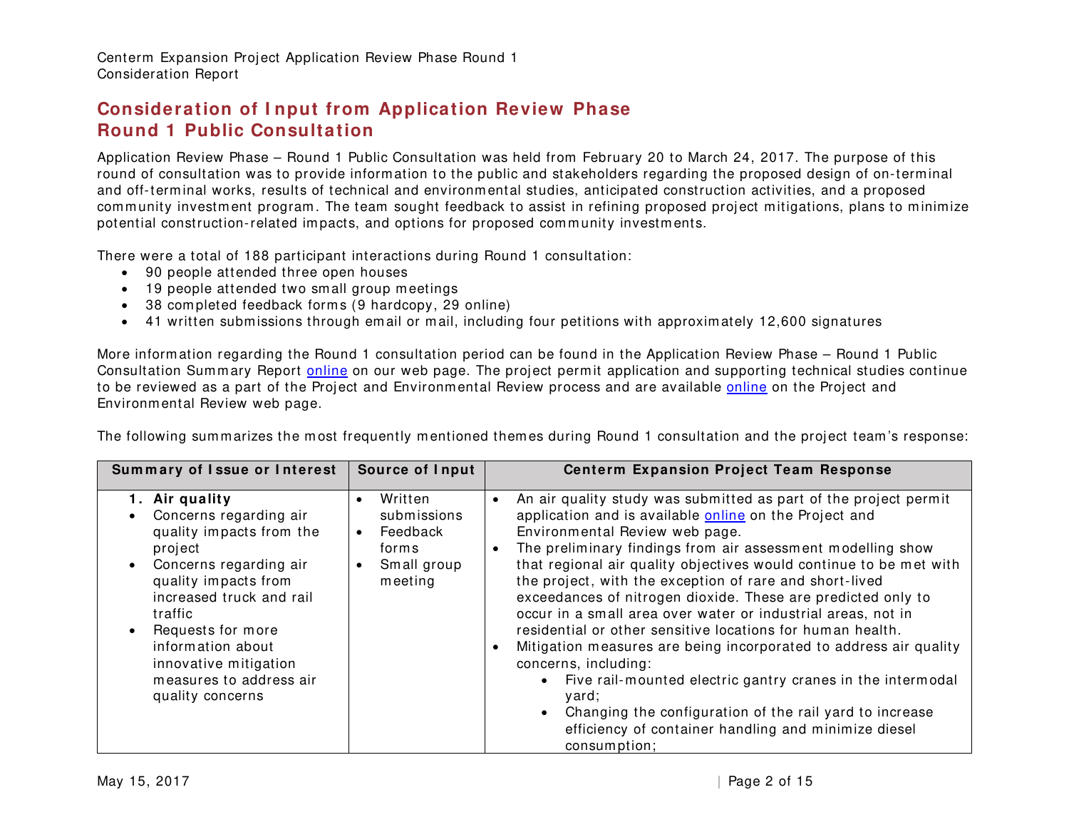## Consideration of Input from Application Review Phase Round 1 Public Consultation

Application Review Phase – Round 1 Public Consultation was held from February 20 to March 24, 2017. The purpose of this round of consultation was to provide information to the public and stakeholders regarding the proposed design of on-terminal and off-terminal works, results of technical and environmental studies, anticipated construction activities, and a proposed community investment program. The team sought feedback to assist in refining proposed project mitigations, plans to minimize potential construction-related impacts, and options for proposed community investments.

There were a total of 188 participant interactions during Round 1 consultation:

- 90 people attended three open houses
- 19 people attended two small group meetings
- 38 completed feedback forms (9 hardcopy, 29 online)
- 41 written submissions through email or mail, including four petitions with approximately 12,600 signatures

More information regarding the Round 1 consultation period can be found in the Application Review Phase – Round 1 Public Consultation Summary Report online on our web page. The project permit application and supporting technical studies continue to be reviewed as a part of the Project and Environmental Review process and are available online on the Project and Environmental Review web page.

The following summarizes the most frequently mentioned themes during Round 1 consultation and the project team's response:

| Summary of Issue or Interest | Source of Input | Centerm Expansion Project Team Response |
|---|---|---|
| **1. Air quality**<br>• Concerns regarding air quality impacts from the project<br>• Concerns regarding air quality impacts from increased truck and rail traffic<br>• Requests for more information about innovative mitigation measures to address air quality concerns | • Written submissions<br>• Feedback forms<br>• Small group meeting | • An air quality study was submitted as part of the project permit application and is available online on the Project and Environmental Review web page.<br>• The preliminary findings from air assessment modelling show that regional air quality objectives would continue to be met with the project, with the exception of rare and short-lived exceedances of nitrogen dioxide. These are predicted only to occur in a small area over water or industrial areas, not in residential or other sensitive locations for human health.<br>• Mitigation measures are being incorporated to address air quality concerns, including:<br>  • Five rail-mounted electric gantry cranes in the intermodal yard;<br>  • Changing the configuration of the rail yard to increase efficiency of container handling and minimize diesel consumption; |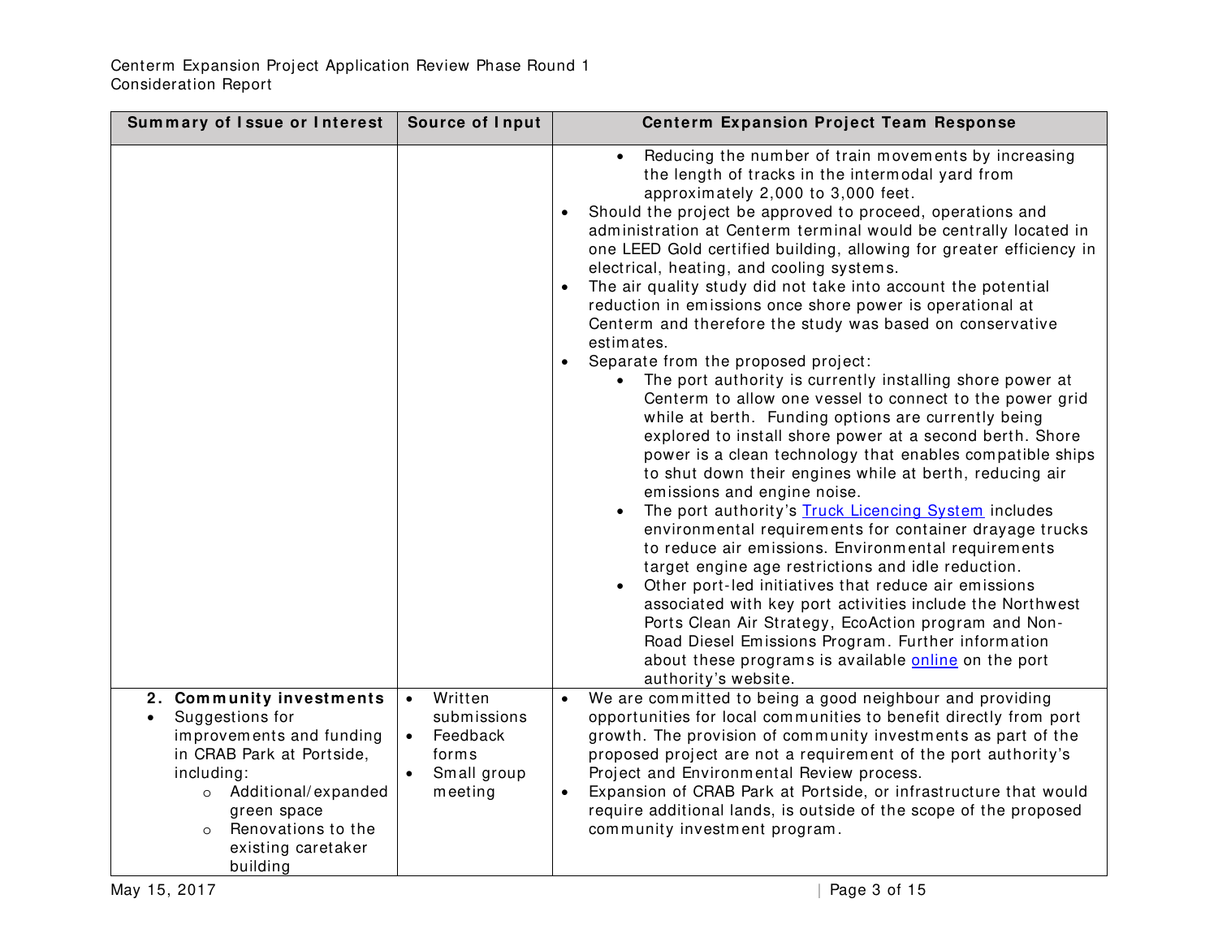| Summary of Issue or Interest | Source of Input | Centerm Expansion Project Team Response |
|---|---|---|
| | | - Reducing the number of train movements by increasing the length of tracks in the intermodal yard from approximately 2,000 to 3,000 feet.<br>• Should the project be approved to proceed, operations and administration at Centerm terminal would be centrally located in one LEED Gold certified building, allowing for greater efficiency in electrical, heating, and cooling systems.<br>• The air quality study did not take into account the potential reduction in emissions once shore power is operational at Centerm and therefore the study was based on conservative estimates.<br>• Separate from the proposed project:<br>- The port authority is currently installing shore power at Centerm to allow one vessel to connect to the power grid while at berth. Funding options are currently being explored to install shore power at a second berth. Shore power is a clean technology that enables compatible ships to shut down their engines while at berth, reducing air emissions and engine noise.<br>- The port authority's Truck Licencing System includes environmental requirements for container drayage trucks to reduce air emissions. Environmental requirements target engine age restrictions and idle reduction.<br>- Other port-led initiatives that reduce air emissions associated with key port activities include the Northwest Ports Clean Air Strategy, EcoAction program and Non-Road Diesel Emissions Program. Further information about these programs is available online on the port authority's website. |
| **2. Community investments**<br>• Suggestions for improvements and funding in CRAB Park at Portside, including:<br>○ Additional/expanded green space<br>○ Renovations to the existing caretaker building | • Written submissions<br>• Feedback forms<br>• Small group meeting | • We are committed to being a good neighbour and providing opportunities for local communities to benefit directly from port growth. The provision of community investments as part of the proposed project are not a requirement of the port authority's Project and Environmental Review process.<br>• Expansion of CRAB Park at Portside, or infrastructure that would require additional lands, is outside of the scope of the proposed community investment program. |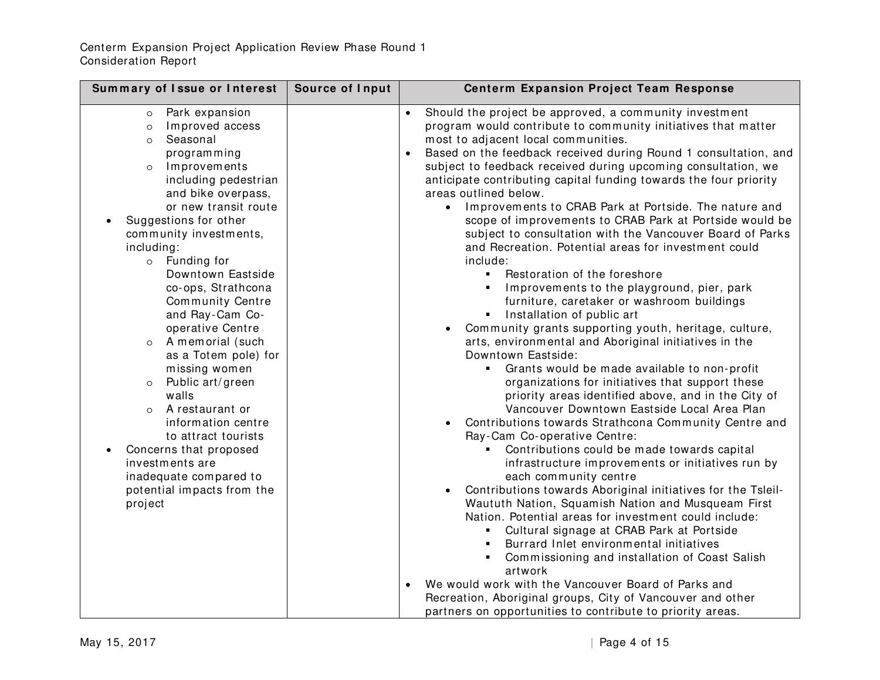| Summary of Issue or Interest | Source of Input | Centerm Expansion Project Team Response |
|---|---|---|
| <ul><li>Park expansion</li><li>Improved access</li><li>Seasonal programming</li><li>Improvements including pedestrian and bike overpass, or new transit route</li></ul>• Suggestions for other community investments, including:<ul><li>Funding for Downtown Eastside co-ops, Strathcona Community Centre and Ray-Cam Co-operative Centre</li><li>A memorial (such as a Totem pole) for missing women</li><li>Public art/green walls</li><li>A restaurant or information centre to attract tourists</li></ul>• Concerns that proposed investments are inadequate compared to potential impacts from the project | | • Should the project be approved, a community investment program would contribute to community initiatives that matter most to adjacent local communities.<br>• Based on the feedback received during Round 1 consultation, and subject to feedback received during upcoming consultation, we anticipate contributing capital funding towards the four priority areas outlined below.<ul><li>Improvements to CRAB Park at Portside. The nature and scope of improvements to CRAB Park at Portside would be subject to consultation with the Vancouver Board of Parks and Recreation. Potential areas for investment could include:<ul><li>Restoration of the foreshore</li><li>Improvements to the playground, pier, park furniture, caretaker or washroom buildings</li><li>Installation of public art</li></ul></li><li>Community grants supporting youth, heritage, culture, arts, environmental and Aboriginal initiatives in the Downtown Eastside:<ul><li>Grants would be made available to non-profit organizations for initiatives that support these priority areas identified above, and in the City of Vancouver Downtown Eastside Local Area Plan</li></ul></li><li>Contributions towards Strathcona Community Centre and Ray-Cam Co-operative Centre:<ul><li>Contributions could be made towards capital infrastructure improvements or initiatives run by each community centre</li></ul></li><li>Contributions towards Aboriginal initiatives for the Tsleil-Waututh Nation, Squamish Nation and Musqueam First Nation. Potential areas for investment could include:<ul><li>Cultural signage at CRAB Park at Portside</li><li>Burrard Inlet environmental initiatives</li><li>Commissioning and installation of Coast Salish artwork</li></ul></li></ul>• We would work with the Vancouver Board of Parks and Recreation, Aboriginal groups, City of Vancouver and other partners on opportunities to contribute to priority areas. |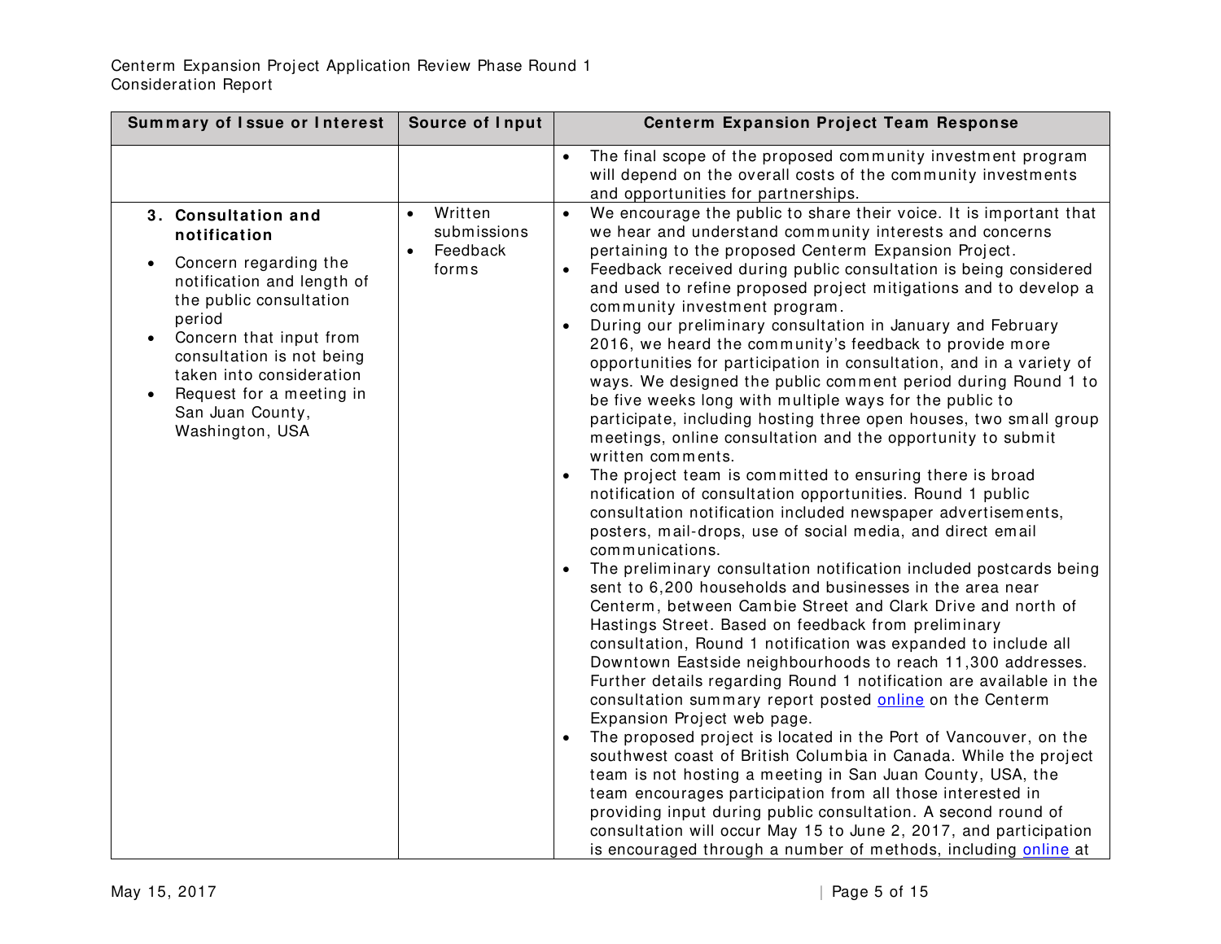| Summary of Issue or Interest | Source of Input | Centerm Expansion Project Team Response |
|---|---|---|
| | | • The final scope of the proposed community investment program will depend on the overall costs of the community investments and opportunities for partnerships. |
| **3. Consultation and notification**<br>• Concern regarding the notification and length of the public consultation period<br>• Concern that input from consultation is not being taken into consideration<br>• Request for a meeting in San Juan County, Washington, USA | • Written submissions<br>• Feedback forms | • We encourage the public to share their voice. It is important that we hear and understand community interests and concerns pertaining to the proposed Centerm Expansion Project.<br>• Feedback received during public consultation is being considered and used to refine proposed project mitigations and to develop a community investment program.<br>• During our preliminary consultation in January and February 2016, we heard the community's feedback to provide more opportunities for participation in consultation, and in a variety of ways. We designed the public comment period during Round 1 to be five weeks long with multiple ways for the public to participate, including hosting three open houses, two small group meetings, online consultation and the opportunity to submit written comments.<br>• The project team is committed to ensuring there is broad notification of consultation opportunities. Round 1 public consultation notification included newspaper advertisements, posters, mail-drops, use of social media, and direct email communications.<br>• The preliminary consultation notification included postcards being sent to 6,200 households and businesses in the area near Centerm, between Cambie Street and Clark Drive and north of Hastings Street. Based on feedback from preliminary consultation, Round 1 notification was expanded to include all Downtown Eastside neighbourhoods to reach 11,300 addresses. Further details regarding Round 1 notification are available in the consultation summary report posted online on the Centerm Expansion Project web page.<br>• The proposed project is located in the Port of Vancouver, on the southwest coast of British Columbia in Canada. While the project team is not hosting a meeting in San Juan County, USA, the team encourages participation from all those interested in providing input during public consultation. A second round of consultation will occur May 15 to June 2, 2017, and participation is encouraged through a number of methods, including online at |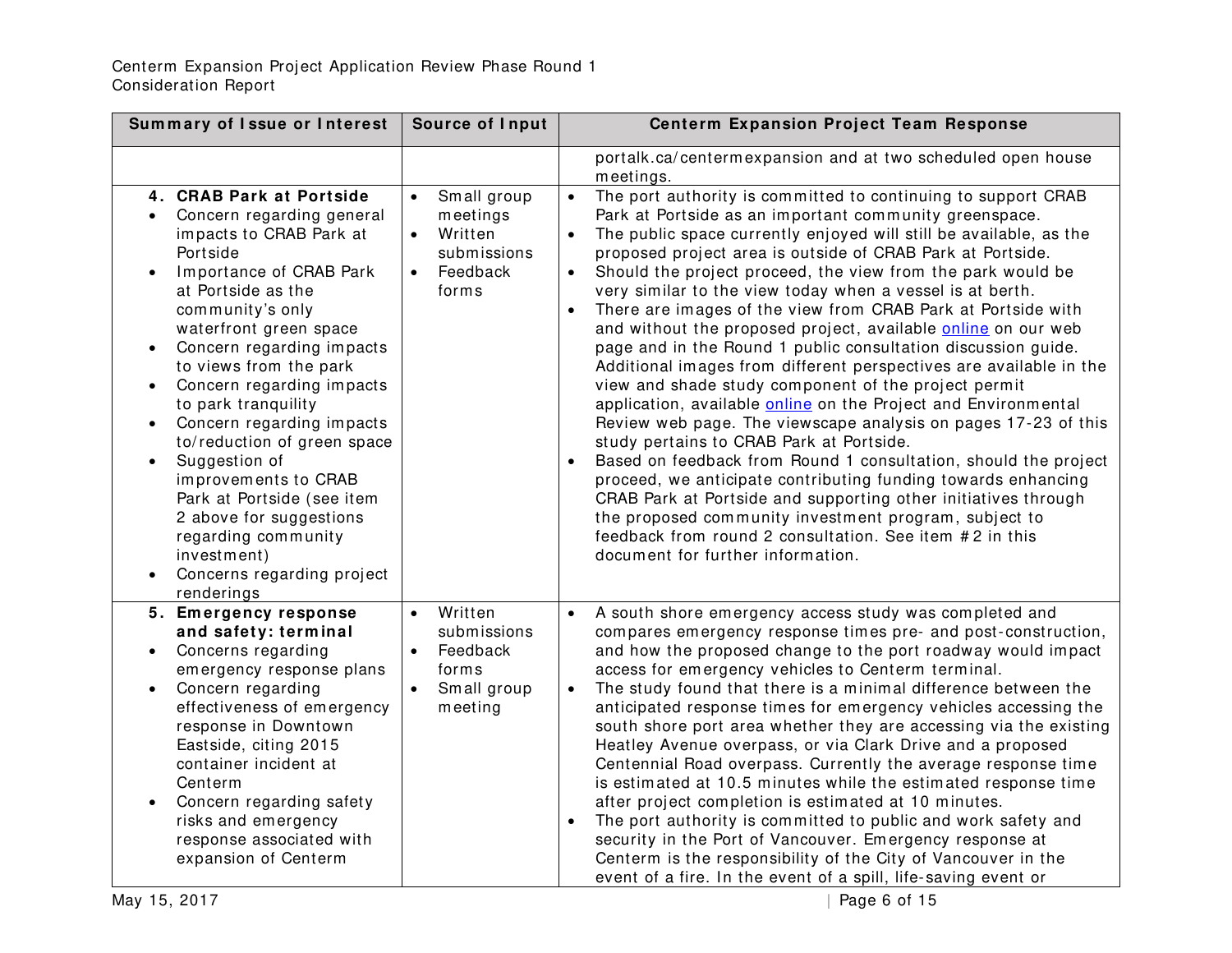| Summary of Issue or Interest | Source of Input | Centerm Expansion Project Team Response |
|---|---|---|
| | | portalk.ca/centermexpansion and at two scheduled open house meetings. |
| **4. CRAB Park at Portside**<br>• Concern regarding general impacts to CRAB Park at Portside<br>• Importance of CRAB Park at Portside as the community's only waterfront green space<br>• Concern regarding impacts to views from the park<br>• Concern regarding impacts to park tranquility<br>• Concern regarding impacts to/reduction of green space<br>• Suggestion of improvements to CRAB Park at Portside (see item 2 above for suggestions regarding community investment)<br>• Concerns regarding project renderings | • Small group meetings<br>• Written submissions<br>• Feedback forms | • The port authority is committed to continuing to support CRAB Park at Portside as an important community greenspace.<br>• The public space currently enjoyed will still be available, as the proposed project area is outside of CRAB Park at Portside.<br>• Should the project proceed, the view from the park would be very similar to the view today when a vessel is at berth.<br>• There are images of the view from CRAB Park at Portside with and without the proposed project, available online on our web page and in the Round 1 public consultation discussion guide. Additional images from different perspectives are available in the view and shade study component of the project permit application, available online on the Project and Environmental Review web page. The viewscape analysis on pages 17-23 of this study pertains to CRAB Park at Portside.<br>• Based on feedback from Round 1 consultation, should the project proceed, we anticipate contributing funding towards enhancing CRAB Park at Portside and supporting other initiatives through the proposed community investment program, subject to feedback from round 2 consultation. See item #2 in this document for further information. |
| **5. Emergency response and safety: terminal**<br>• Concerns regarding emergency response plans<br>• Concern regarding effectiveness of emergency response in Downtown Eastside, citing 2015 container incident at Centerm<br>• Concern regarding safety risks and emergency response associated with expansion of Centerm | • Written submissions<br>• Feedback forms<br>• Small group meeting | • A south shore emergency access study was completed and compares emergency response times pre- and post-construction, and how the proposed change to the port roadway would impact access for emergency vehicles to Centerm terminal.<br>• The study found that there is a minimal difference between the anticipated response times for emergency vehicles accessing the south shore port area whether they are accessing via the existing Heatley Avenue overpass, or via Clark Drive and a proposed Centennial Road overpass. Currently the average response time is estimated at 10.5 minutes while the estimated response time after project completion is estimated at 10 minutes.<br>• The port authority is committed to public and work safety and security in the Port of Vancouver. Emergency response at Centerm is the responsibility of the City of Vancouver in the event of a fire. In the event of a spill, life-saving event or |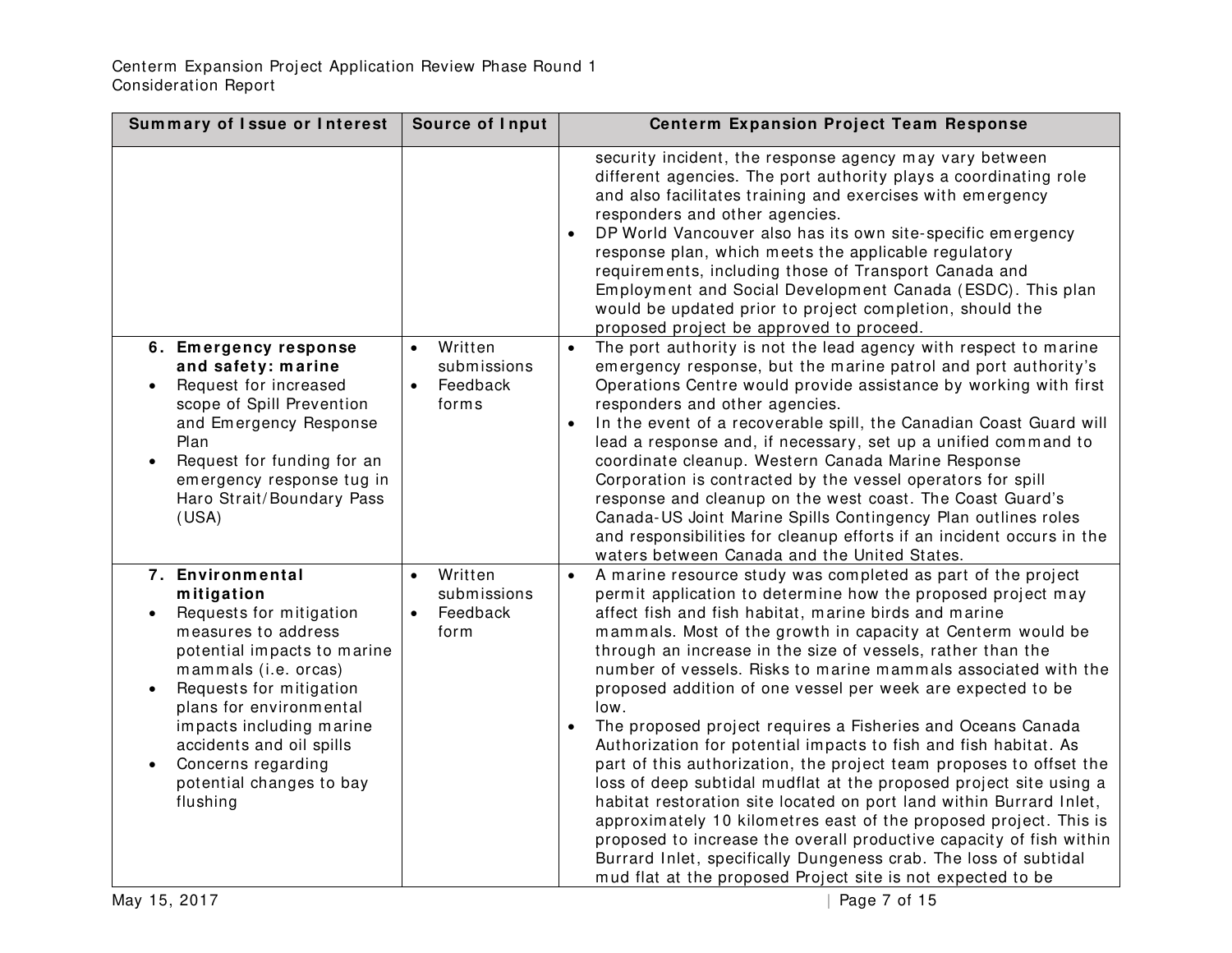| Summary of Issue or Interest | Source of Input | Centerm Expansion Project Team Response |
|---|---|---|
| | | security incident, the response agency may vary between different agencies. The port authority plays a coordinating role and also facilitates training and exercises with emergency responders and other agencies.<br>• DP World Vancouver also has its own site-specific emergency response plan, which meets the applicable regulatory requirements, including those of Transport Canada and Employment and Social Development Canada (ESDC). This plan would be updated prior to project completion, should the proposed project be approved to proceed. |
| **6. Emergency response and safety: marine**<br>• Request for increased scope of Spill Prevention and Emergency Response Plan<br>• Request for funding for an emergency response tug in Haro Strait/Boundary Pass (USA) | • Written submissions<br>• Feedback forms | • The port authority is not the lead agency with respect to marine emergency response, but the marine patrol and port authority's Operations Centre would provide assistance by working with first responders and other agencies.<br>• In the event of a recoverable spill, the Canadian Coast Guard will lead a response and, if necessary, set up a unified command to coordinate cleanup. Western Canada Marine Response Corporation is contracted by the vessel operators for spill response and cleanup on the west coast. The Coast Guard's Canada-US Joint Marine Spills Contingency Plan outlines roles and responsibilities for cleanup efforts if an incident occurs in the waters between Canada and the United States. |
| **7. Environmental mitigation**<br>• Requests for mitigation measures to address potential impacts to marine mammals (i.e. orcas)<br>• Requests for mitigation plans for environmental impacts including marine accidents and oil spills<br>• Concerns regarding potential changes to bay flushing | • Written submissions<br>• Feedback form | • A marine resource study was completed as part of the project permit application to determine how the proposed project may affect fish and fish habitat, marine birds and marine mammals. Most of the growth in capacity at Centerm would be through an increase in the size of vessels, rather than the number of vessels. Risks to marine mammals associated with the proposed addition of one vessel per week are expected to be low.<br>• The proposed project requires a Fisheries and Oceans Canada Authorization for potential impacts to fish and fish habitat. As part of this authorization, the project team proposes to offset the loss of deep subtidal mudflat at the proposed project site using a habitat restoration site located on port land within Burrard Inlet, approximately 10 kilometres east of the proposed project. This is proposed to increase the overall productive capacity of fish within Burrard Inlet, specifically Dungeness crab. The loss of subtidal mud flat at the proposed Project site is not expected to be |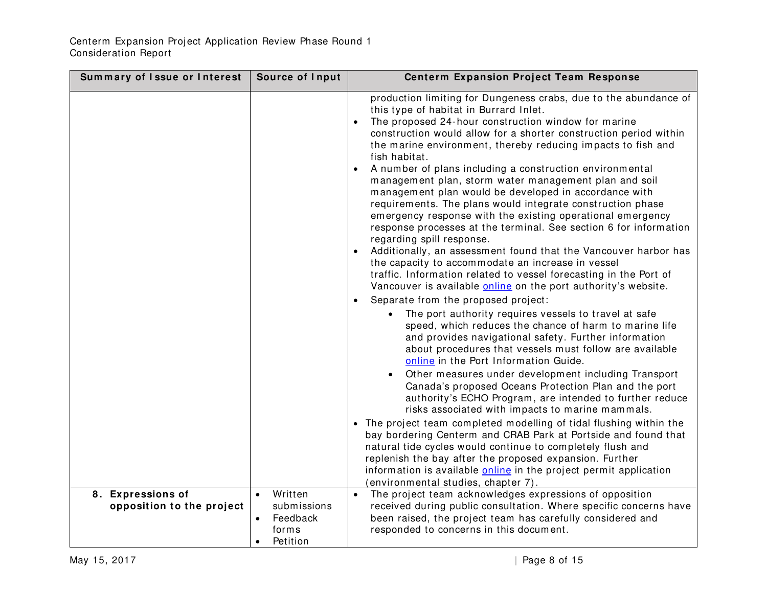| Summary of Issue or Interest | Source of Input | Centerm Expansion Project Team Response |
| --- | --- | --- |
| | | production limiting for Dungeness crabs, due to the abundance of this type of habitat in Burrard Inlet.<br>• The proposed 24-hour construction window for marine construction would allow for a shorter construction period within the marine environment, thereby reducing impacts to fish and fish habitat.<br>• A number of plans including a construction environmental management plan, storm water management plan and soil management plan would be developed in accordance with requirements. The plans would integrate construction phase emergency response with the existing operational emergency response processes at the terminal. See section 6 for information regarding spill response.<br>• Additionally, an assessment found that the Vancouver harbor has the capacity to accommodate an increase in vessel traffic. Information related to vessel forecasting in the Port of Vancouver is available online on the port authority's website.<br>• Separate from the proposed project:<br>  ◦ The port authority requires vessels to travel at safe speed, which reduces the chance of harm to marine life and provides navigational safety. Further information about procedures that vessels must follow are available online in the Port Information Guide.<br>  ◦ Other measures under development including Transport Canada's proposed Oceans Protection Plan and the port authority's ECHO Program, are intended to further reduce risks associated with impacts to marine mammals.<br>• The project team completed modelling of tidal flushing within the bay bordering Centerm and CRAB Park at Portside and found that natural tide cycles would continue to completely flush and replenish the bay after the proposed expansion. Further information is available online in the project permit application (environmental studies, chapter 7). |
| **8. Expressions of opposition to the project** | • Written submissions<br>• Feedback forms<br>• Petition | • The project team acknowledges expressions of opposition received during public consultation. Where specific concerns have been raised, the project team has carefully considered and responded to concerns in this document. |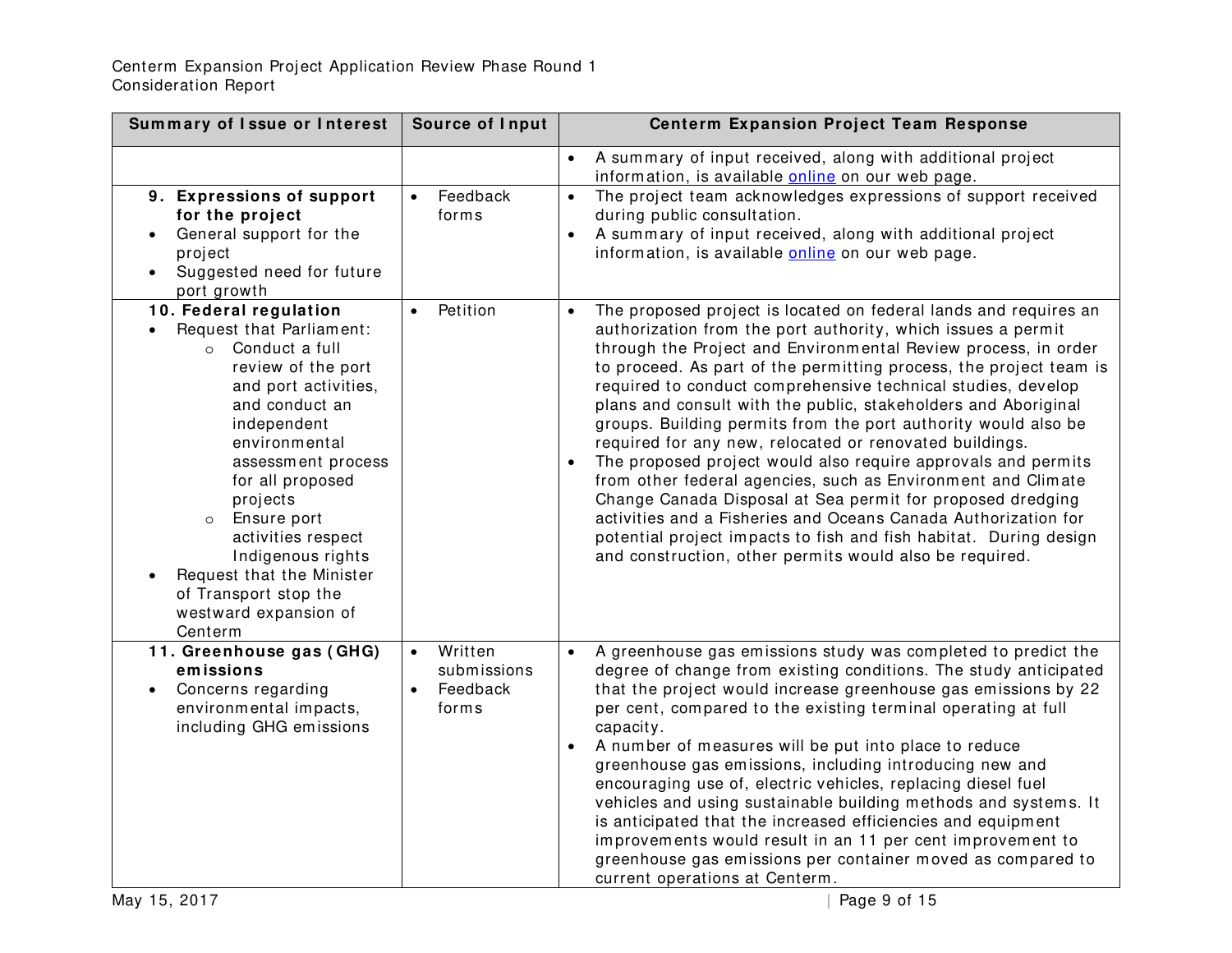| Summary of Issue or Interest | Source of Input | Centerm Expansion Project Team Response |
| --- | --- | --- |
| | | • A summary of input received, along with additional project information, is available online on our web page. |
| **9. Expressions of support for the project**<br>• General support for the project<br>• Suggested need for future port growth | • Feedback forms | • The project team acknowledges expressions of support received during public consultation.<br>• A summary of input received, along with additional project information, is available online on our web page. |
| **10. Federal regulation**<br>• Request that Parliament:<br>  ○ Conduct a full review of the port and port activities, and conduct an independent environmental assessment process for all proposed projects<br>  ○ Ensure port activities respect Indigenous rights<br>• Request that the Minister of Transport stop the westward expansion of Centerm | • Petition | • The proposed project is located on federal lands and requires an authorization from the port authority, which issues a permit through the Project and Environmental Review process, in order to proceed. As part of the permitting process, the project team is required to conduct comprehensive technical studies, develop plans and consult with the public, stakeholders and Aboriginal groups. Building permits from the port authority would also be required for any new, relocated or renovated buildings.<br>• The proposed project would also require approvals and permits from other federal agencies, such as Environment and Climate Change Canada Disposal at Sea permit for proposed dredging activities and a Fisheries and Oceans Canada Authorization for potential project impacts to fish and fish habitat. During design and construction, other permits would also be required. |
| **11. Greenhouse gas (GHG) emissions**<br>• Concerns regarding environmental impacts, including GHG emissions | • Written submissions<br>• Feedback forms | • A greenhouse gas emissions study was completed to predict the degree of change from existing conditions. The study anticipated that the project would increase greenhouse gas emissions by 22 per cent, compared to the existing terminal operating at full capacity.<br>• A number of measures will be put into place to reduce greenhouse gas emissions, including introducing new and encouraging use of, electric vehicles, replacing diesel fuel vehicles and using sustainable building methods and systems. It is anticipated that the increased efficiencies and equipment improvements would result in an 11 per cent improvement to greenhouse gas emissions per container moved as compared to current operations at Centerm. |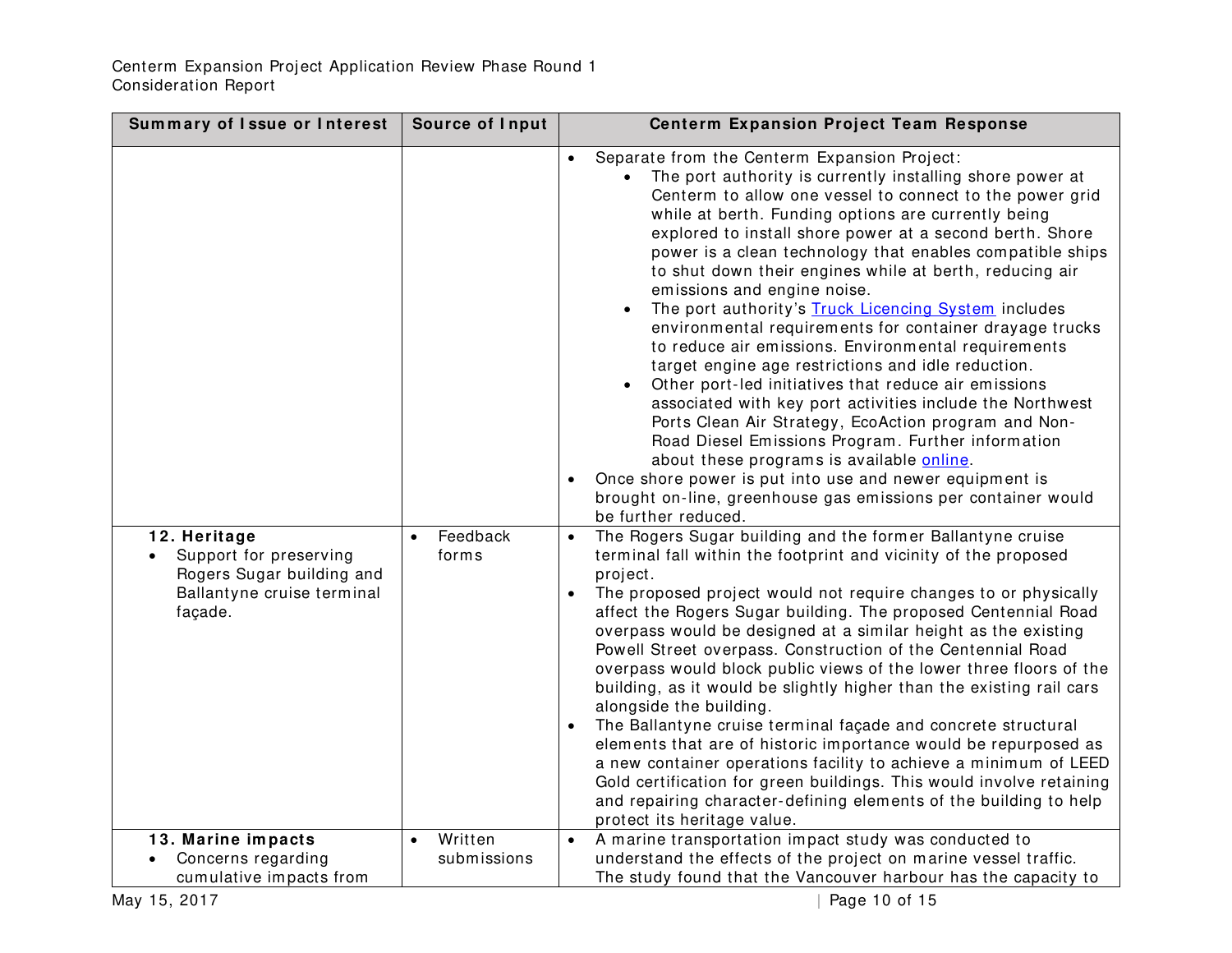| Summary of Issue or Interest | Source of Input | Centerm Expansion Project Team Response |
|---|---|---|
| | | • Separate from the Centerm Expansion Project:<br>  ◦ The port authority is currently installing shore power at Centerm to allow one vessel to connect to the power grid while at berth. Funding options are currently being explored to install shore power at a second berth. Shore power is a clean technology that enables compatible ships to shut down their engines while at berth, reducing air emissions and engine noise.<br>  ◦ The port authority's Truck Licencing System includes environmental requirements for container drayage trucks to reduce air emissions. Environmental requirements target engine age restrictions and idle reduction.<br>  ◦ Other port-led initiatives that reduce air emissions associated with key port activities include the Northwest Ports Clean Air Strategy, EcoAction program and Non-Road Diesel Emissions Program. Further information about these programs is available online.<br>• Once shore power is put into use and newer equipment is brought on-line, greenhouse gas emissions per container would be further reduced. |
| **12. Heritage**<br>• Support for preserving Rogers Sugar building and Ballantyne cruise terminal façade. | • Feedback forms | • The Rogers Sugar building and the former Ballantyne cruise terminal fall within the footprint and vicinity of the proposed project.<br>• The proposed project would not require changes to or physically affect the Rogers Sugar building. The proposed Centennial Road overpass would be designed at a similar height as the existing Powell Street overpass. Construction of the Centennial Road overpass would block public views of the lower three floors of the building, as it would be slightly higher than the existing rail cars alongside the building.<br>• The Ballantyne cruise terminal façade and concrete structural elements that are of historic importance would be repurposed as a new container operations facility to achieve a minimum of LEED Gold certification for green buildings. This would involve retaining and repairing character-defining elements of the building to help protect its heritage value. |
| **13. Marine impacts**<br>• Concerns regarding cumulative impacts from | • Written submissions | • A marine transportation impact study was conducted to understand the effects of the project on marine vessel traffic. The study found that the Vancouver harbour has the capacity to |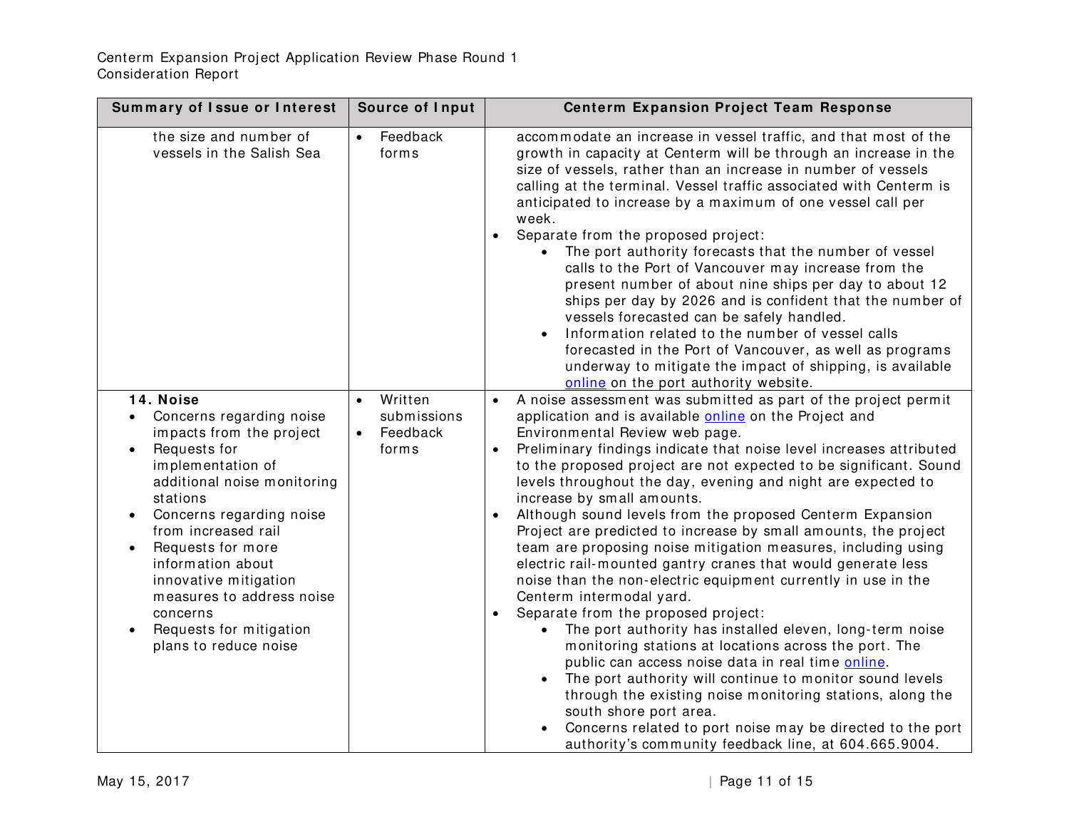| Summary of Issue or Interest | Source of Input | Centerm Expansion Project Team Response |
|---|---|---|
| the size and number of vessels in the Salish Sea | • Feedback forms | accommodate an increase in vessel traffic, and that most of the growth in capacity at Centerm will be through an increase in the size of vessels, rather than an increase in number of vessels calling at the terminal. Vessel traffic associated with Centerm is anticipated to increase by a maximum of one vessel call per week.<br>• Separate from the proposed project:<br>&nbsp;&nbsp;&nbsp;&nbsp;• The port authority forecasts that the number of vessel calls to the Port of Vancouver may increase from the present number of about nine ships per day to about 12 ships per day by 2026 and is confident that the number of vessels forecasted can be safely handled.<br>&nbsp;&nbsp;&nbsp;&nbsp;• Information related to the number of vessel calls forecasted in the Port of Vancouver, as well as programs underway to mitigate the impact of shipping, is available online on the port authority website. |
| **14. Noise**<br>• Concerns regarding noise impacts from the project<br>• Requests for implementation of additional noise monitoring stations<br>• Concerns regarding noise from increased rail<br>• Requests for more information about innovative mitigation measures to address noise concerns<br>• Requests for mitigation plans to reduce noise | • Written submissions<br>• Feedback forms | • A noise assessment was submitted as part of the project permit application and is available online on the Project and Environmental Review web page.<br>• Preliminary findings indicate that noise level increases attributed to the proposed project are not expected to be significant. Sound levels throughout the day, evening and night are expected to increase by small amounts.<br>• Although sound levels from the proposed Centerm Expansion Project are predicted to increase by small amounts, the project team are proposing noise mitigation measures, including using electric rail-mounted gantry cranes that would generate less noise than the non-electric equipment currently in use in the Centerm intermodal yard.<br>• Separate from the proposed project:<br>&nbsp;&nbsp;&nbsp;&nbsp;• The port authority has installed eleven, long-term noise monitoring stations at locations across the port. The public can access noise data in real time online.<br>&nbsp;&nbsp;&nbsp;&nbsp;• The port authority will continue to monitor sound levels through the existing noise monitoring stations, along the south shore port area.<br>&nbsp;&nbsp;&nbsp;&nbsp;• Concerns related to port noise may be directed to the port authority's community feedback line, at 604.665.9004. |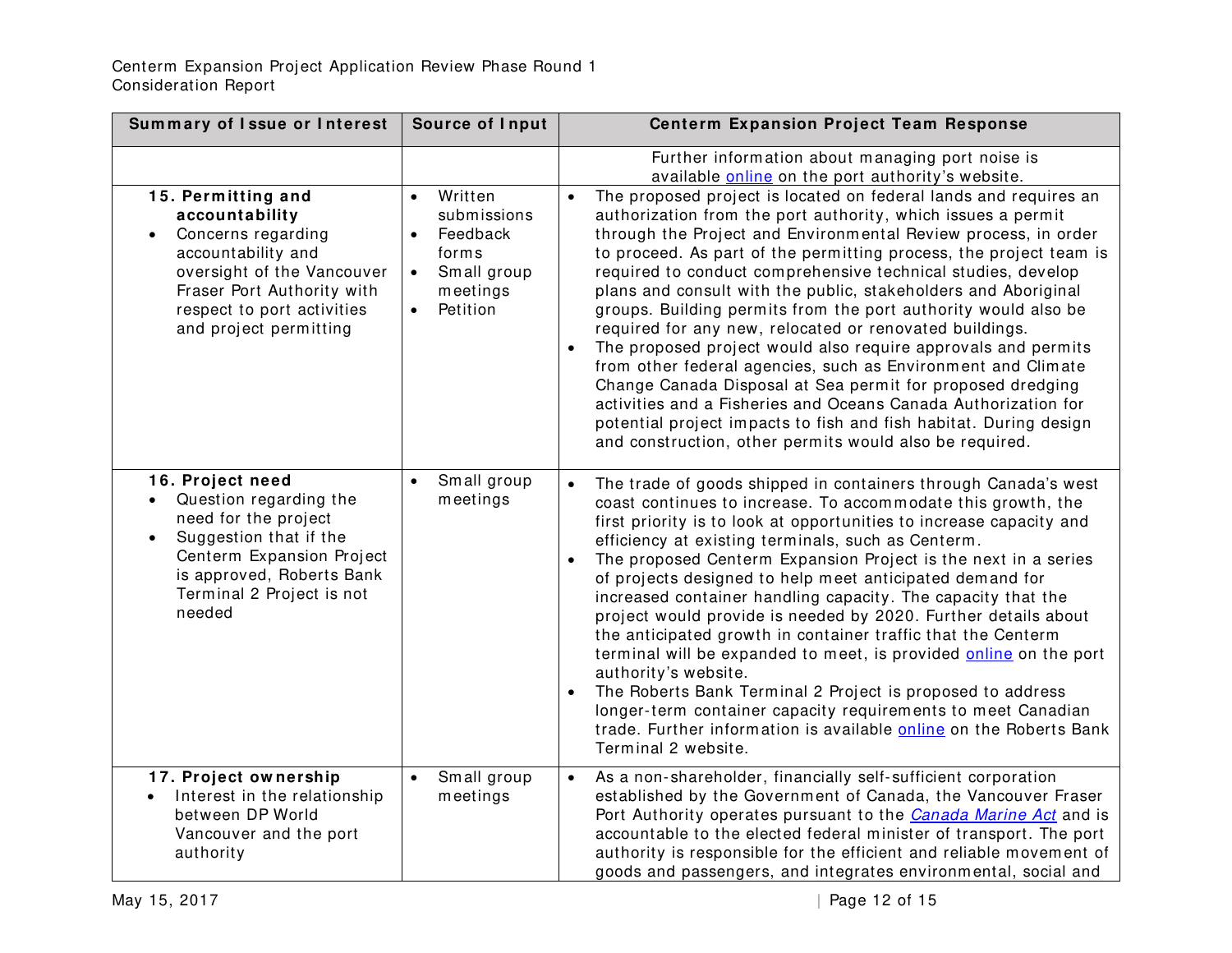| Summary of Issue or Interest | Source of Input | Centerm Expansion Project Team Response |
| --- | --- | --- |
| | | Further information about managing port noise is available online on the port authority's website. |
| **15. Permitting and accountability**<br>• Concerns regarding accountability and oversight of the Vancouver Fraser Port Authority with respect to port activities and project permitting | • Written submissions<br>• Feedback forms<br>• Small group meetings<br>• Petition | • The proposed project is located on federal lands and requires an authorization from the port authority, which issues a permit through the Project and Environmental Review process, in order to proceed. As part of the permitting process, the project team is required to conduct comprehensive technical studies, develop plans and consult with the public, stakeholders and Aboriginal groups. Building permits from the port authority would also be required for any new, relocated or renovated buildings.<br>• The proposed project would also require approvals and permits from other federal agencies, such as Environment and Climate Change Canada Disposal at Sea permit for proposed dredging activities and a Fisheries and Oceans Canada Authorization for potential project impacts to fish and fish habitat. During design and construction, other permits would also be required. |
| **16. Project need**<br>• Question regarding the need for the project<br>• Suggestion that if the Centerm Expansion Project is approved, Roberts Bank Terminal 2 Project is not needed | • Small group meetings | • The trade of goods shipped in containers through Canada's west coast continues to increase. To accommodate this growth, the first priority is to look at opportunities to increase capacity and efficiency at existing terminals, such as Centerm.<br>• The proposed Centerm Expansion Project is the next in a series of projects designed to help meet anticipated demand for increased container handling capacity. The capacity that the project would provide is needed by 2020. Further details about the anticipated growth in container traffic that the Centerm terminal will be expanded to meet, is provided online on the port authority's website.<br>• The Roberts Bank Terminal 2 Project is proposed to address longer-term container capacity requirements to meet Canadian trade. Further information is available online on the Roberts Bank Terminal 2 website. |
| **17. Project ownership**<br>• Interest in the relationship between DP World Vancouver and the port authority | • Small group meetings | • As a non-shareholder, financially self-sufficient corporation established by the Government of Canada, the Vancouver Fraser Port Authority operates pursuant to the *Canada Marine Act* and is accountable to the elected federal minister of transport. The port authority is responsible for the efficient and reliable movement of goods and passengers, and integrates environmental, social and |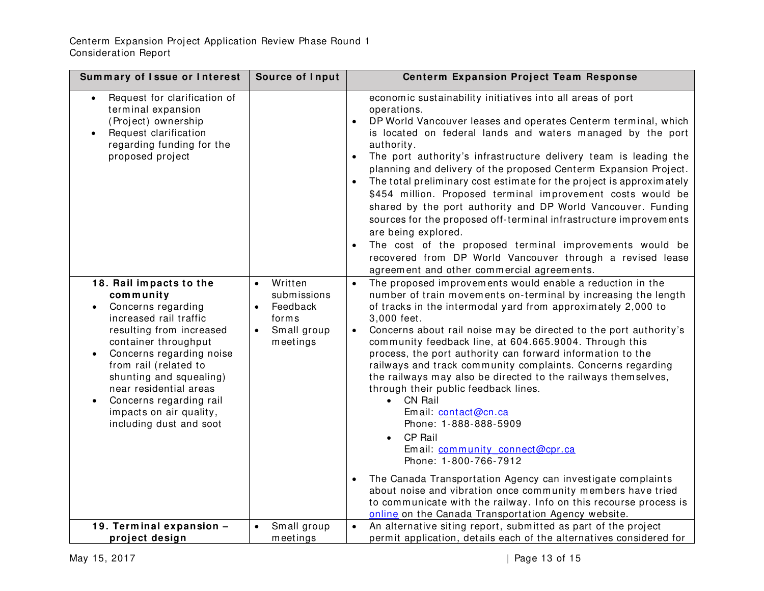| Summary of Issue or Interest | Source of Input | Centerm Expansion Project Team Response |
|---|---|---|
| • Request for clarification of terminal expansion (Project) ownership<br>• Request clarification regarding funding for the proposed project | | economic sustainability initiatives into all areas of port operations.<br>• DP World Vancouver leases and operates Centerm terminal, which is located on federal lands and waters managed by the port authority.<br>• The port authority's infrastructure delivery team is leading the planning and delivery of the proposed Centerm Expansion Project.<br>• The total preliminary cost estimate for the project is approximately $454 million. Proposed terminal improvement costs would be shared by the port authority and DP World Vancouver. Funding sources for the proposed off-terminal infrastructure improvements are being explored.<br>• The cost of the proposed terminal improvements would be recovered from DP World Vancouver through a revised lease agreement and other commercial agreements. |
| **18. Rail impacts to the community**<br>• Concerns regarding increased rail traffic resulting from increased container throughput<br>• Concerns regarding noise from rail (related to shunting and squealing) near residential areas<br>• Concerns regarding rail impacts on air quality, including dust and soot | • Written submissions<br>• Feedback forms<br>• Small group meetings | • The proposed improvements would enable a reduction in the number of train movements on-terminal by increasing the length of tracks in the intermodal yard from approximately 2,000 to 3,000 feet.<br>• Concerns about rail noise may be directed to the port authority's community feedback line, at 604.665.9004. Through this process, the port authority can forward information to the railways and track community complaints. Concerns regarding the railways may also be directed to the railways themselves, through their public feedback lines.<br>  • CN Rail<br>    Email: contact@cn.ca<br>    Phone: 1-888-888-5909<br>  • CP Rail<br>    Email: community_connect@cpr.ca<br>    Phone: 1-800-766-7912<br>• The Canada Transportation Agency can investigate complaints about noise and vibration once community members have tried to communicate with the railway. Info on this recourse process is online on the Canada Transportation Agency website. |
| **19. Terminal expansion – project design** | • Small group meetings | • An alternative siting report, submitted as part of the project permit application, details each of the alternatives considered for |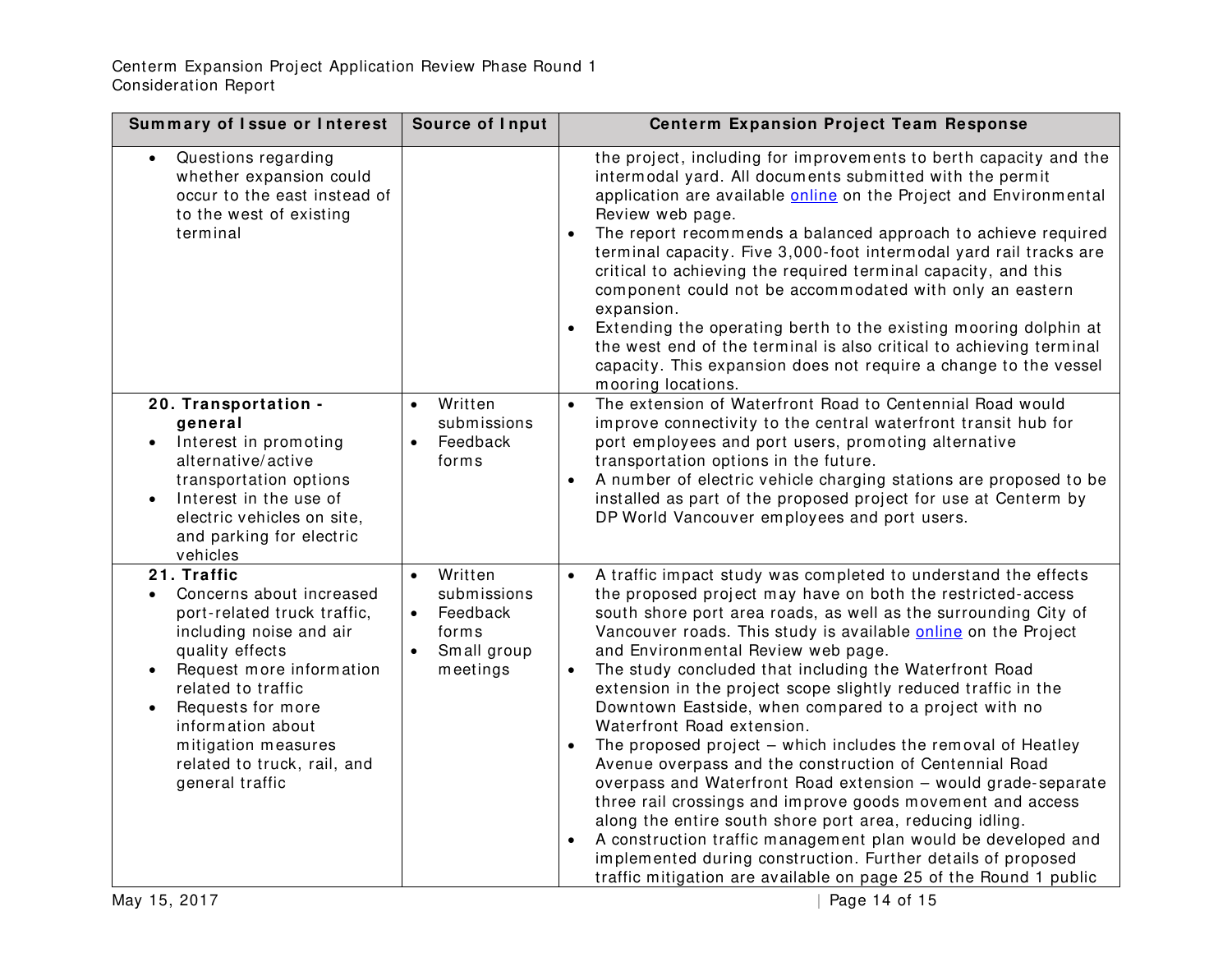| Summary of Issue or Interest | Source of Input | Centerm Expansion Project Team Response |
|---|---|---|
| • Questions regarding whether expansion could occur to the east instead of to the west of existing terminal | | the project, including for improvements to berth capacity and the intermodal yard. All documents submitted with the permit application are available online on the Project and Environmental Review web page.<br>• The report recommends a balanced approach to achieve required terminal capacity. Five 3,000-foot intermodal yard rail tracks are critical to achieving the required terminal capacity, and this component could not be accommodated with only an eastern expansion.<br>• Extending the operating berth to the existing mooring dolphin at the west end of the terminal is also critical to achieving terminal capacity. This expansion does not require a change to the vessel mooring locations. |
| **20. Transportation - general**<br>• Interest in promoting alternative/active transportation options<br>• Interest in the use of electric vehicles on site, and parking for electric vehicles | • Written submissions<br>• Feedback forms | • The extension of Waterfront Road to Centennial Road would improve connectivity to the central waterfront transit hub for port employees and port users, promoting alternative transportation options in the future.<br>• A number of electric vehicle charging stations are proposed to be installed as part of the proposed project for use at Centerm by DP World Vancouver employees and port users. |
| **21. Traffic**<br>• Concerns about increased port-related truck traffic, including noise and air quality effects<br>• Request more information related to traffic<br>• Requests for more information about mitigation measures related to truck, rail, and general traffic | • Written submissions<br>• Feedback forms<br>• Small group meetings | • A traffic impact study was completed to understand the effects the proposed project may have on both the restricted-access south shore port area roads, as well as the surrounding City of Vancouver roads. This study is available online on the Project and Environmental Review web page.<br>• The study concluded that including the Waterfront Road extension in the project scope slightly reduced traffic in the Downtown Eastside, when compared to a project with no Waterfront Road extension.<br>• The proposed project – which includes the removal of Heatley Avenue overpass and the construction of Centennial Road overpass and Waterfront Road extension – would grade-separate three rail crossings and improve goods movement and access along the entire south shore port area, reducing idling.<br>• A construction traffic management plan would be developed and implemented during construction. Further details of proposed traffic mitigation are available on page 25 of the Round 1 public |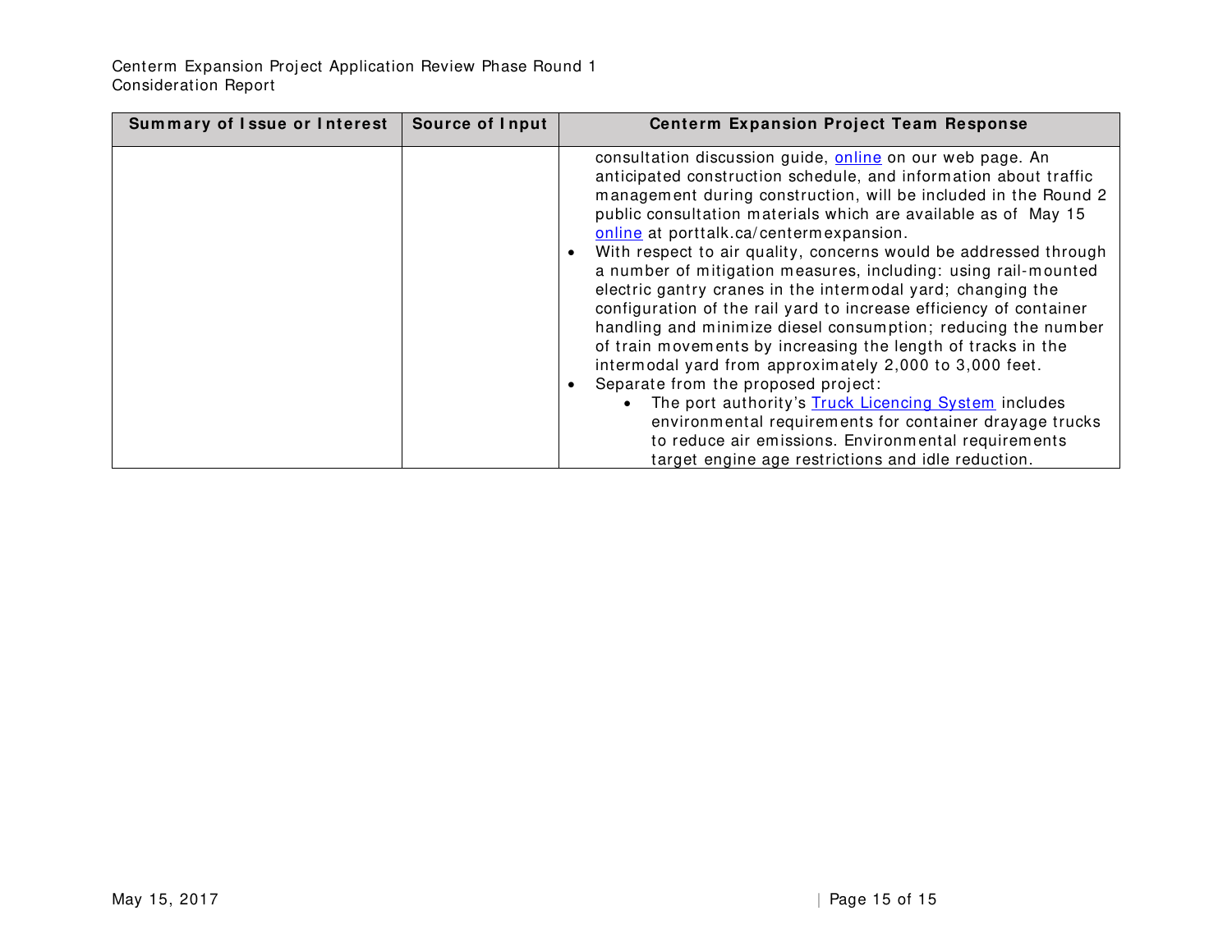| Summary of Issue or Interest | Source of Input | Centerm Expansion Project Team Response |
| --- | --- | --- |
| | | consultation discussion guide, online on our web page. An anticipated construction schedule, and information about traffic management during construction, will be included in the Round 2 public consultation materials which are available as of May 15 online at porttalk.ca/centermexpansion.<br>• With respect to air quality, concerns would be addressed through a number of mitigation measures, including: using rail-mounted electric gantry cranes in the intermodal yard; changing the configuration of the rail yard to increase efficiency of container handling and minimize diesel consumption; reducing the number of train movements by increasing the length of tracks in the intermodal yard from approximately 2,000 to 3,000 feet.<br>• Separate from the proposed project:<br>&nbsp;&nbsp;&nbsp;&nbsp;• The port authority's Truck Licencing System includes environmental requirements for container drayage trucks to reduce air emissions. Environmental requirements target engine age restrictions and idle reduction. |